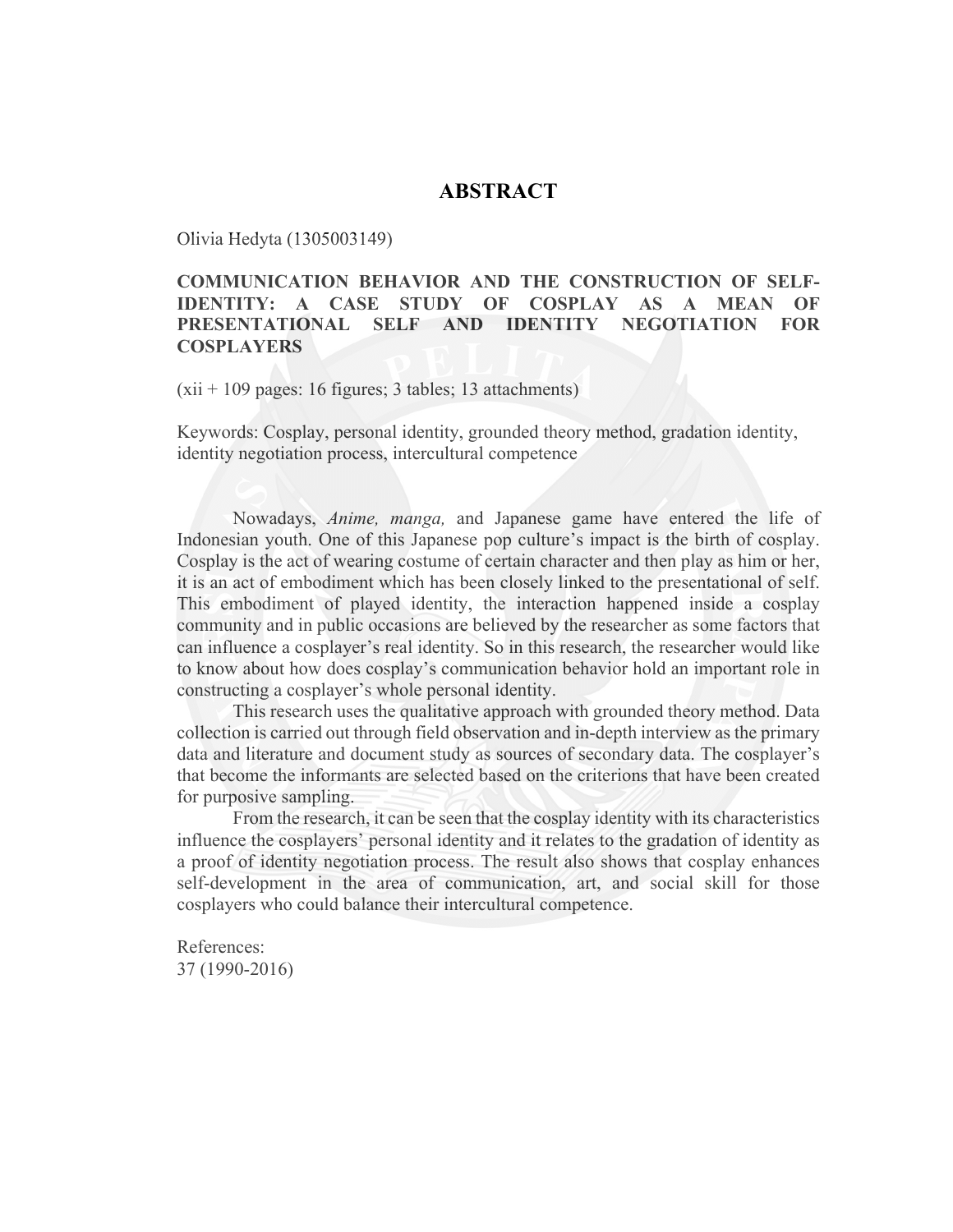# ABSTRACT

Olivia Hedyta (1305003149)

**COMMUNICATION BEHAVIOR AND THE CONSTRUCTION OF SELF-IDENTITY: A CASE STUDY OF COSPLAY AS A MEAN OF PRESENTATIONAL SELF AND IDENTITY NEGOTIATION FOR COSPLAYERS**

(xii + 109 pages: 16 figures; 3 tables; 13 attachments)

Keywords: Cosplay, personal identity, grounded theory method, gradation identity, identity negotiation process, intercultural competence

Nowadays, *Anime, manga,* and Japanese game have entered the life of Indonesian youth. One of this Japanese pop culture's impact is the birth of cosplay. Cosplay is the act of wearing costume of certain character and then play as him or her, it is an act of embodiment which has been closely linked to the presentational of self. This embodiment of played identity, the interaction happened inside a cosplay community and in public occasions are believed by the researcher as some factors that can influence a cosplayer's real identity. So in this research, the researcher would like to know about how does cosplay's communication behavior hold an important role in constructing a cosplayer's whole personal identity.

This research uses the qualitative approach with grounded theory method. Data collection is carried out through field observation and in-depth interview as the primary data and literature and document study as sources of secondary data. The cosplayer's that become the informants are selected based on the criterions that have been created for purposive sampling.

From the research, it can be seen that the cosplay identity with its characteristics influence the cosplayers' personal identity and it relates to the gradation of identity as a proof of identity negotiation process. The result also shows that cosplay enhances self-development in the area of communication, art, and social skill for those cosplayers who could balance their intercultural competence.

References:
37 (1990-2016)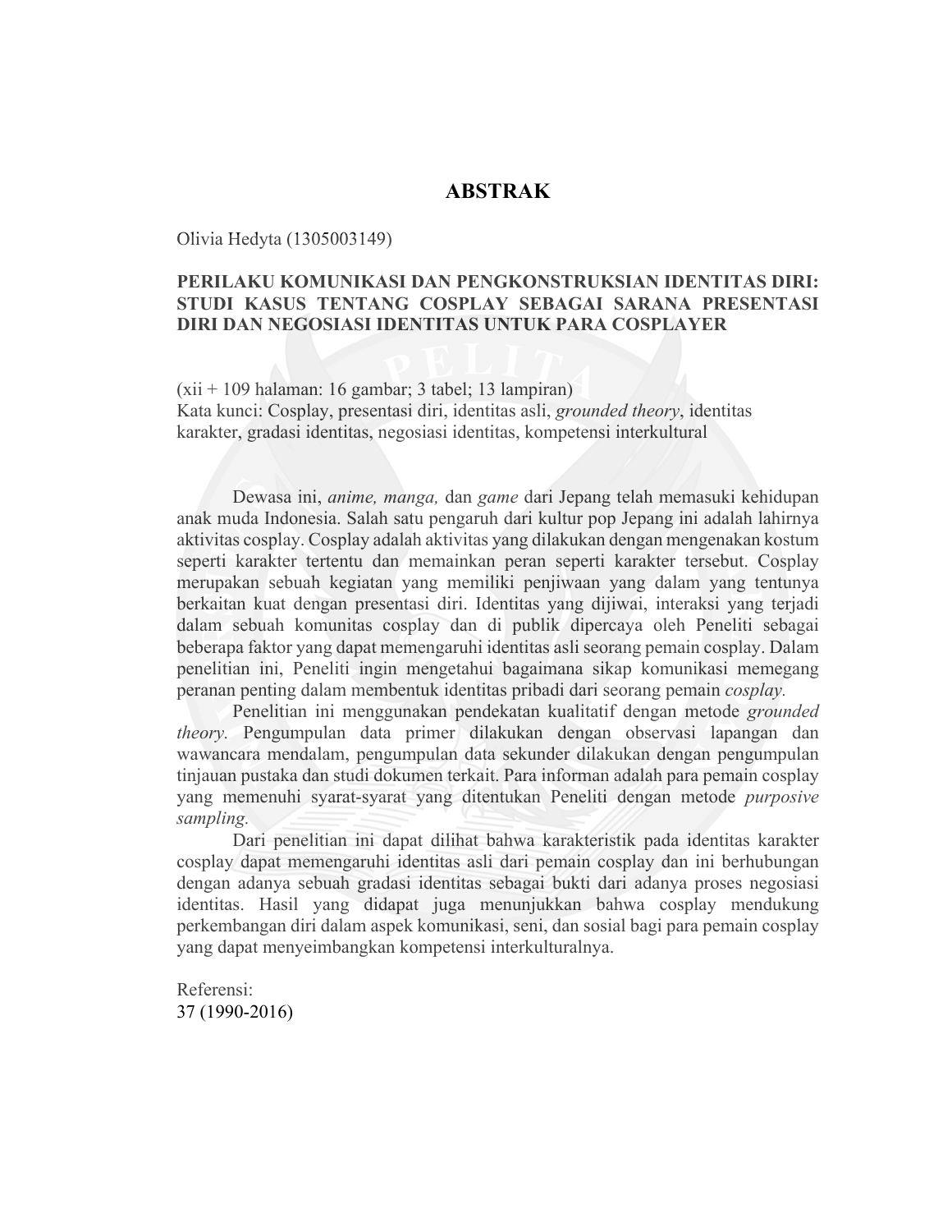# ABSTRAK

Olivia Hedyta (1305003149)

**PERILAKU KOMUNIKASI DAN PENGKONSTRUKSIAN IDENTITAS DIRI: STUDI KASUS TENTANG COSPLAY SEBAGAI SARANA PRESENTASI DIRI DAN NEGOSIASI IDENTITAS UNTUK PARA COSPLAYER**

(xii + 109 halaman: 16 gambar; 3 tabel; 13 lampiran)
Kata kunci: Cosplay, presentasi diri, identitas asli, *grounded theory*, identitas karakter, gradasi identitas, negosiasi identitas, kompetensi interkultural

Dewasa ini, *anime, manga,* dan *game* dari Jepang telah memasuki kehidupan anak muda Indonesia. Salah satu pengaruh dari kultur pop Jepang ini adalah lahirnya aktivitas cosplay. Cosplay adalah aktivitas yang dilakukan dengan mengenakan kostum seperti karakter tertentu dan memainkan peran seperti karakter tersebut. Cosplay merupakan sebuah kegiatan yang memiliki penjiwaan yang dalam yang tentunya berkaitan kuat dengan presentasi diri. Identitas yang dijiwai, interaksi yang terjadi dalam sebuah komunitas cosplay dan di publik dipercaya oleh Peneliti sebagai beberapa faktor yang dapat memengaruhi identitas asli seorang pemain cosplay. Dalam penelitian ini, Peneliti ingin mengetahui bagaimana sikap komunikasi memegang peranan penting dalam membentuk identitas pribadi dari seorang pemain *cosplay.*

Penelitian ini menggunakan pendekatan kualitatif dengan metode *grounded theory.* Pengumpulan data primer dilakukan dengan observasi lapangan dan wawancara mendalam, pengumpulan data sekunder dilakukan dengan pengumpulan tinjauan pustaka dan studi dokumen terkait. Para informan adalah para pemain cosplay yang memenuhi syarat-syarat yang ditentukan Peneliti dengan metode *purposive sampling.*

Dari penelitian ini dapat dilihat bahwa karakteristik pada identitas karakter cosplay dapat memengaruhi identitas asli dari pemain cosplay dan ini berhubungan dengan adanya sebuah gradasi identitas sebagai bukti dari adanya proses negosiasi identitas. Hasil yang didapat juga menunjukkan bahwa cosplay mendukung perkembangan diri dalam aspek komunikasi, seni, dan sosial bagi para pemain cosplay yang dapat menyeimbangkan kompetensi interkulturalnya.

Referensi:
37 (1990-2016)